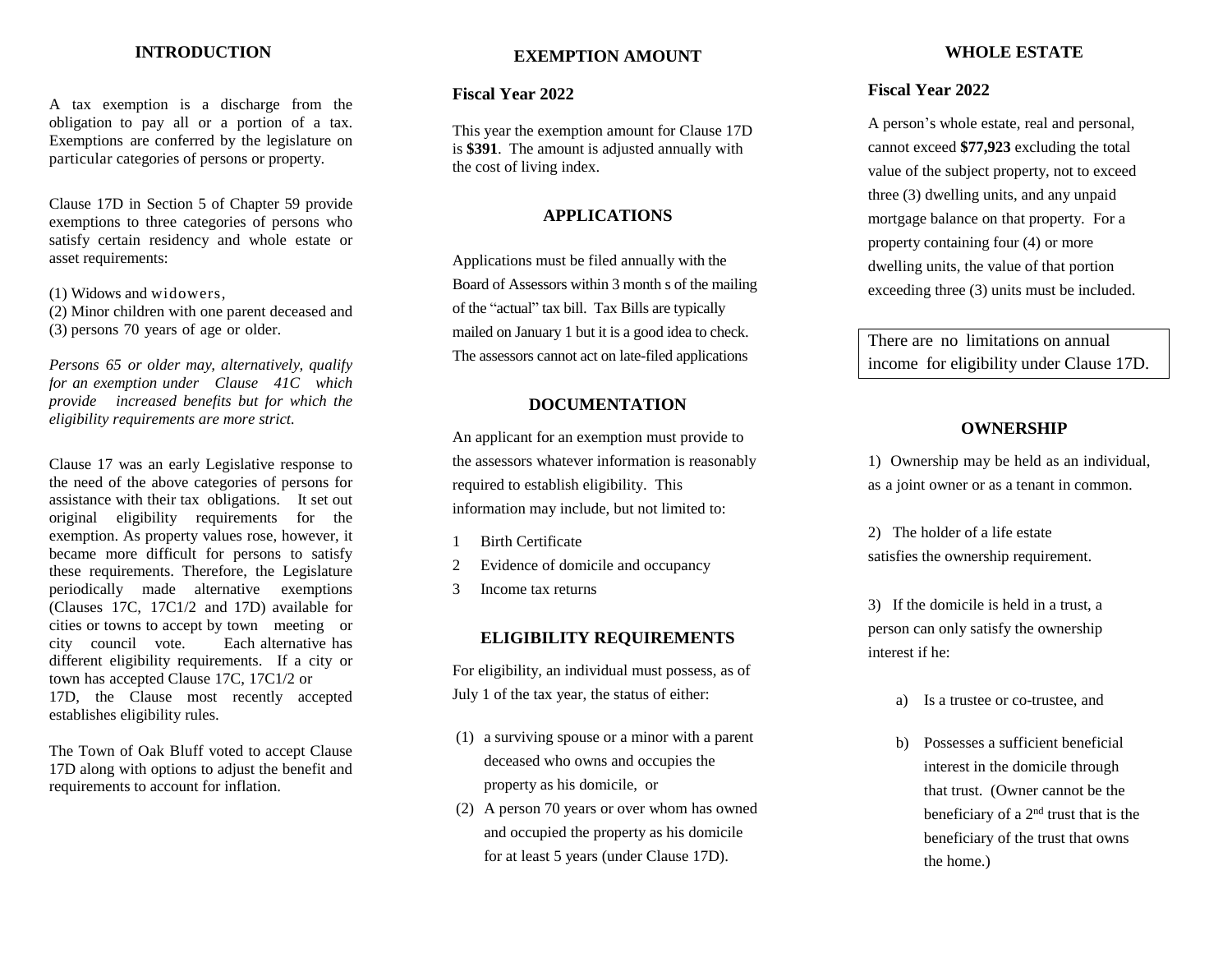## INTRODUCTION

A tax exemption is a discharge from the obligation to pay all or a portion of a tax. Exemptions are conferred by the legislature on particular categories of persons or property.

Clause 17D in Section 5 of Chapter 59 provide exemptions to three categories of persons who satisfy certain residency and whole estate or asset requirements:

(1) Widows and widowers,
(2) Minor children with one parent deceased and
(3) persons 70 years of age or older.

*Persons 65 or older may, alternatively, qualify for an exemption under Clause 41C which provide increased benefits but for which the eligibility requirements are more strict.*

Clause 17 was an early Legislative response to the need of the above categories of persons for assistance with their tax obligations. It set out original eligibility requirements for the exemption. As property values rose, however, it became more difficult for persons to satisfy these requirements. Therefore, the Legislature periodically made alternative exemptions (Clauses 17C, 17C1/2 and 17D) available for cities or towns to accept by town meeting or city council vote. Each alternative has different eligibility requirements. If a city or town has accepted Clause 17C, 17C1/2 or 17D, the Clause most recently accepted establishes eligibility rules.

The Town of Oak Bluff voted to accept Clause 17D along with options to adjust the benefit and requirements to account for inflation.

## EXEMPTION AMOUNT

### Fiscal Year 2022

This year the exemption amount for Clause 17D is **$391**. The amount is adjusted annually with the cost of living index.

## APPLICATIONS

Applications must be filed annually with the Board of Assessors within 3 month s of the mailing of the "actual" tax bill. Tax Bills are typically mailed on January 1 but it is a good idea to check. The assessors cannot act on late-filed applications

## DOCUMENTATION

An applicant for an exemption must provide to the assessors whatever information is reasonably required to establish eligibility. This information may include, but not limited to:

1. Birth Certificate
2. Evidence of domicile and occupancy
3. Income tax returns

## ELIGIBILITY REQUIREMENTS

For eligibility, an individual must possess, as of July 1 of the tax year, the status of either:

(1) a surviving spouse or a minor with a parent deceased who owns and occupies the property as his domicile, or
(2) A person 70 years or over whom has owned and occupied the property as his domicile for at least 5 years (under Clause 17D).

## WHOLE ESTATE

### Fiscal Year 2022

A person's whole estate, real and personal, cannot exceed **$77,923** excluding the total value of the subject property, not to exceed three (3) dwelling units, and any unpaid mortgage balance on that property. For a property containing four (4) or more dwelling units, the value of that portion exceeding three (3) units must be included.

There are no limitations on annual income for eligibility under Clause 17D.

## OWNERSHIP

1) Ownership may be held as an individual, as a joint owner or as a tenant in common.

2) The holder of a life estate satisfies the ownership requirement.

3) If the domicile is held in a trust, a person can only satisfy the ownership interest if he:

a) Is a trustee or co-trustee, and

b) Possesses a sufficient beneficial interest in the domicile through that trust. (Owner cannot be the beneficiary of a 2nd trust that is the beneficiary of the trust that owns the home.)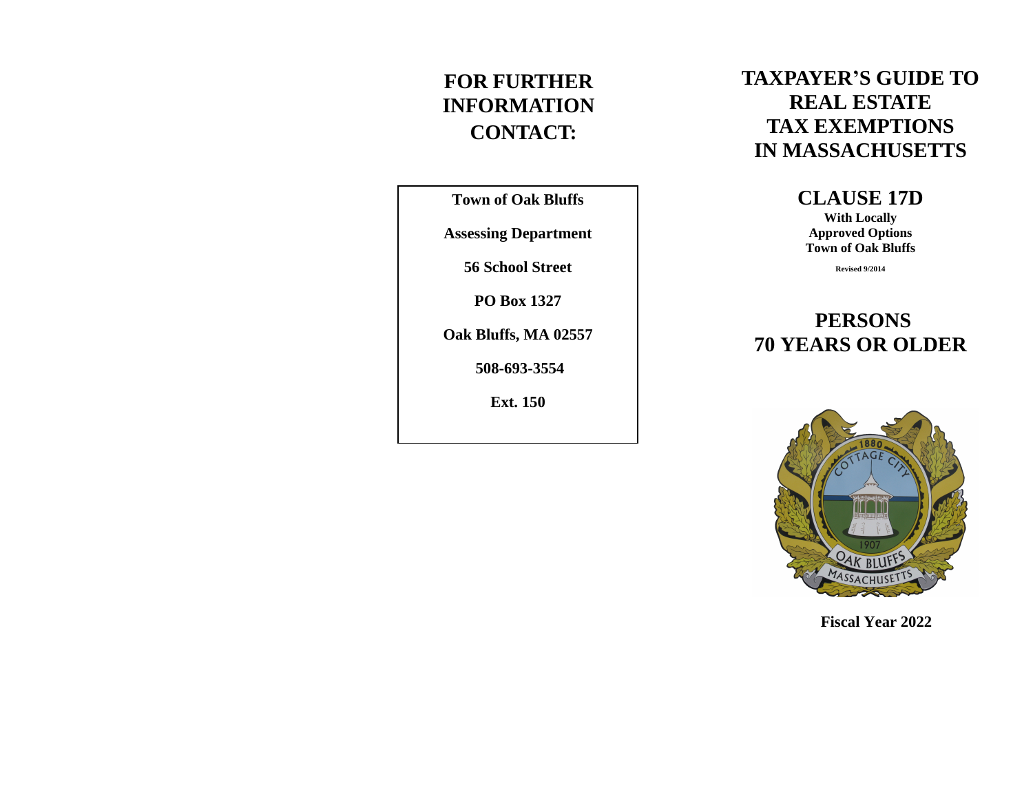## FOR FURTHER INFORMATION CONTACT:

**Town of Oak Bluffs**

**Assessing Department**

**56 School Street**

**PO Box 1327**

**Oak Bluffs, MA 02557**

**508-693-3554**

**Ext. 150**

# TAXPAYER'S GUIDE TO REAL ESTATE TAX EXEMPTIONS IN MASSACHUSETTS

## CLAUSE 17D

**With Locally Approved Options**
**Town of Oak Bluffs**

**Revised 9/2014**

## PERSONS 70 YEARS OR OLDER

**Fiscal Year 2022**